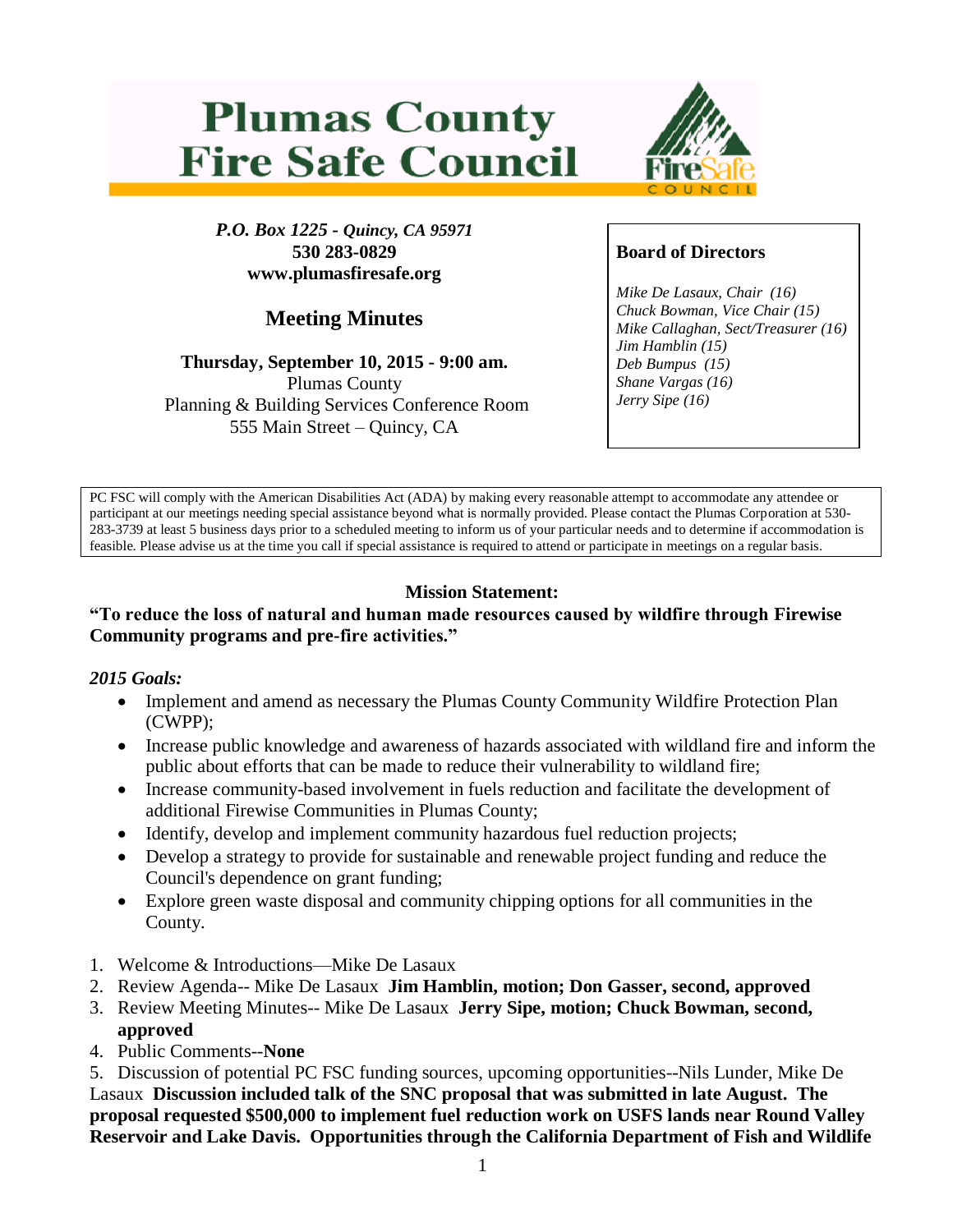# Plumas County Fire Safe Council

*P.O. Box 1225 - Quincy, CA 95971*
**530 283-0829**
**www.plumasfiresafe.org**

## Meeting Minutes

**Thursday, September 10, 2015 - 9:00 am.**
Plumas County
Planning & Building Services Conference Room
555 Main Street – Quincy, CA

**Board of Directors**

*Mike De Lasaux, Chair (16)*
*Chuck Bowman, Vice Chair (15)*
*Mike Callaghan, Sect/Treasurer (16)*
*Jim Hamblin (15)*
*Deb Bumpus (15)*
*Shane Vargas (16)*
*Jerry Sipe (16)*

PC FSC will comply with the American Disabilities Act (ADA) by making every reasonable attempt to accommodate any attendee or participant at our meetings needing special assistance beyond what is normally provided. Please contact the Plumas Corporation at 530-283-3739 at least 5 business days prior to a scheduled meeting to inform us of your particular needs and to determine if accommodation is feasible. Please advise us at the time you call if special assistance is required to attend or participate in meetings on a regular basis.

**Mission Statement:**

**"To reduce the loss of natural and human made resources caused by wildfire through Firewise Community programs and pre-fire activities."**

***2015 Goals:***

- Implement and amend as necessary the Plumas County Community Wildfire Protection Plan (CWPP);
- Increase public knowledge and awareness of hazards associated with wildland fire and inform the public about efforts that can be made to reduce their vulnerability to wildland fire;
- Increase community-based involvement in fuels reduction and facilitate the development of additional Firewise Communities in Plumas County;
- Identify, develop and implement community hazardous fuel reduction projects;
- Develop a strategy to provide for sustainable and renewable project funding and reduce the Council's dependence on grant funding;
- Explore green waste disposal and community chipping options for all communities in the County.

1. Welcome & Introductions—Mike De Lasaux
2. Review Agenda-- Mike De Lasaux **Jim Hamblin, motion; Don Gasser, second, approved**
3. Review Meeting Minutes-- Mike De Lasaux **Jerry Sipe, motion; Chuck Bowman, second, approved**
4. Public Comments--**None**
5. Discussion of potential PC FSC funding sources, upcoming opportunities--Nils Lunder, Mike De Lasaux **Discussion included talk of the SNC proposal that was submitted in late August. The proposal requested $500,000 to implement fuel reduction work on USFS lands near Round Valley Reservoir and Lake Davis. Opportunities through the California Department of Fish and Wildlife**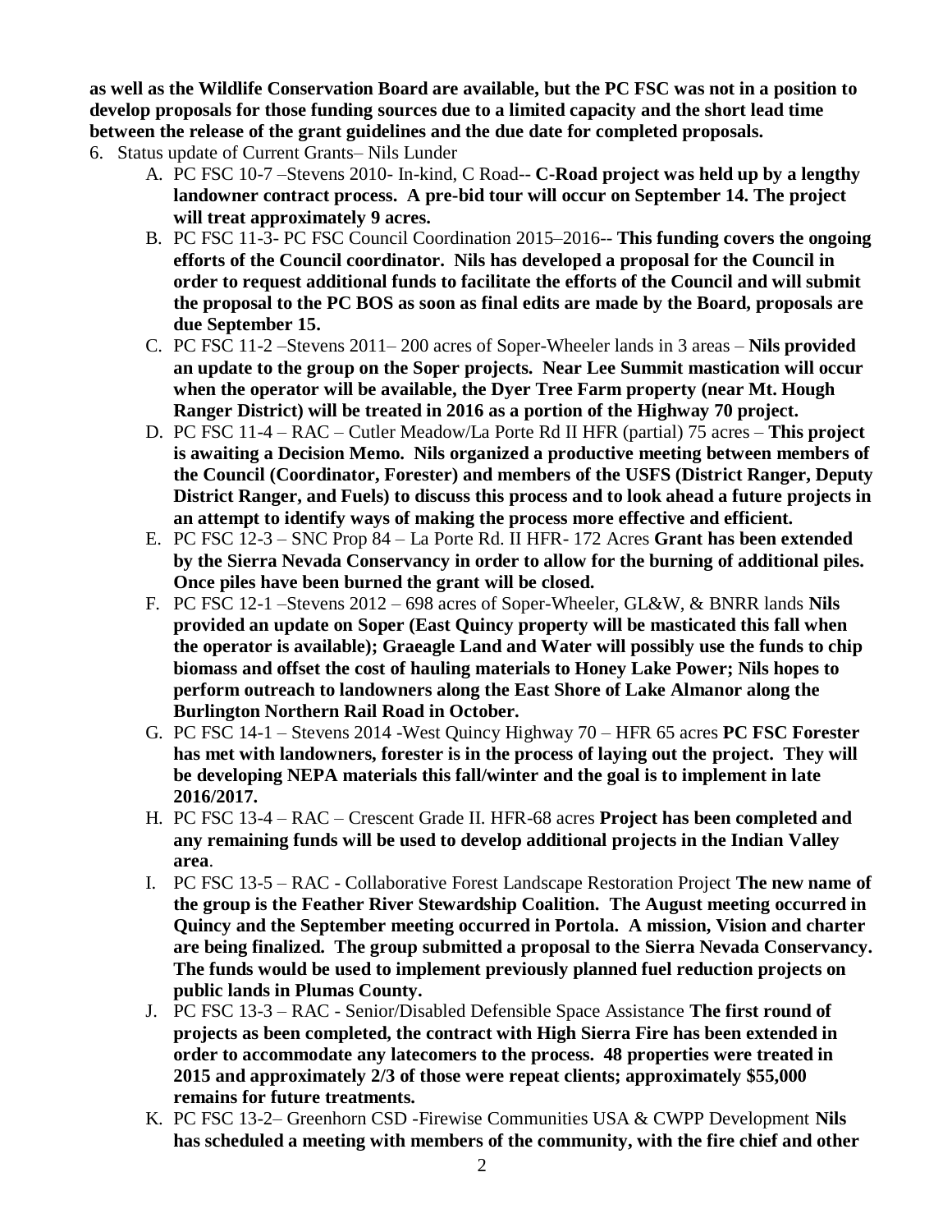**as well as the Wildlife Conservation Board are available, but the PC FSC was not in a position to develop proposals for those funding sources due to a limited capacity and the short lead time between the release of the grant guidelines and the due date for completed proposals.**

6. Status update of Current Grants– Nils Lunder
   - A. PC FSC 10-7 –Stevens 2010- In-kind, C Road-- **C-Road project was held up by a lengthy landowner contract process. A pre-bid tour will occur on September 14. The project will treat approximately 9 acres.**
   - B. PC FSC 11-3- PC FSC Council Coordination 2015–2016-- **This funding covers the ongoing efforts of the Council coordinator. Nils has developed a proposal for the Council in order to request additional funds to facilitate the efforts of the Council and will submit the proposal to the PC BOS as soon as final edits are made by the Board, proposals are due September 15.**
   - C. PC FSC 11-2 –Stevens 2011– 200 acres of Soper-Wheeler lands in 3 areas – **Nils provided an update to the group on the Soper projects. Near Lee Summit mastication will occur when the operator will be available, the Dyer Tree Farm property (near Mt. Hough Ranger District) will be treated in 2016 as a portion of the Highway 70 project.**
   - D. PC FSC 11-4 – RAC – Cutler Meadow/La Porte Rd II HFR (partial) 75 acres – **This project is awaiting a Decision Memo. Nils organized a productive meeting between members of the Council (Coordinator, Forester) and members of the USFS (District Ranger, Deputy District Ranger, and Fuels) to discuss this process and to look ahead a future projects in an attempt to identify ways of making the process more effective and efficient.**
   - E. PC FSC 12-3 – SNC Prop 84 – La Porte Rd. II HFR- 172 Acres **Grant has been extended by the Sierra Nevada Conservancy in order to allow for the burning of additional piles. Once piles have been burned the grant will be closed.**
   - F. PC FSC 12-1 –Stevens 2012 – 698 acres of Soper-Wheeler, GL&W, & BNRR lands **Nils provided an update on Soper (East Quincy property will be masticated this fall when the operator is available); Graeagle Land and Water will possibly use the funds to chip biomass and offset the cost of hauling materials to Honey Lake Power; Nils hopes to perform outreach to landowners along the East Shore of Lake Almanor along the Burlington Northern Rail Road in October.**
   - G. PC FSC 14-1 – Stevens 2014 -West Quincy Highway 70 – HFR 65 acres **PC FSC Forester has met with landowners, forester is in the process of laying out the project. They will be developing NEPA materials this fall/winter and the goal is to implement in late 2016/2017.**
   - H. PC FSC 13-4 – RAC – Crescent Grade II. HFR-68 acres **Project has been completed and any remaining funds will be used to develop additional projects in the Indian Valley area**.
   - I. PC FSC 13-5 – RAC - Collaborative Forest Landscape Restoration Project **The new name of the group is the Feather River Stewardship Coalition. The August meeting occurred in Quincy and the September meeting occurred in Portola. A mission, Vision and charter are being finalized. The group submitted a proposal to the Sierra Nevada Conservancy. The funds would be used to implement previously planned fuel reduction projects on public lands in Plumas County.**
   - J. PC FSC 13-3 – RAC - Senior/Disabled Defensible Space Assistance **The first round of projects as been completed, the contract with High Sierra Fire has been extended in order to accommodate any latecomers to the process. 48 properties were treated in 2015 and approximately 2/3 of those were repeat clients; approximately $55,000 remains for future treatments.**
   - K. PC FSC 13-2– Greenhorn CSD -Firewise Communities USA & CWPP Development **Nils has scheduled a meeting with members of the community, with the fire chief and other**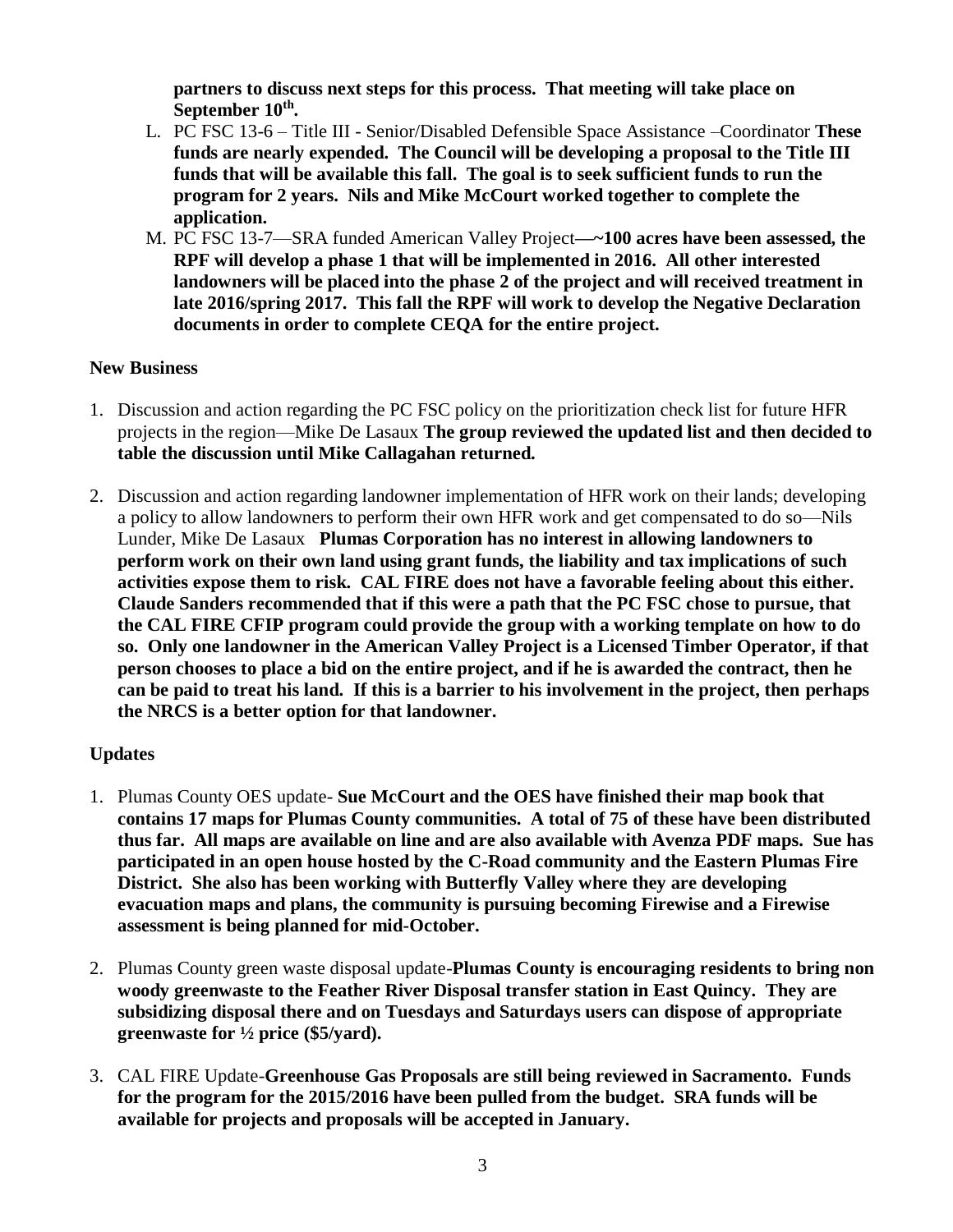**partners to discuss next steps for this process. That meeting will take place on September 10th.**

L. PC FSC 13-6 – Title III - Senior/Disabled Defensible Space Assistance –Coordinator **These funds are nearly expended. The Council will be developing a proposal to the Title III funds that will be available this fall. The goal is to seek sufficient funds to run the program for 2 years. Nils and Mike McCourt worked together to complete the application.**

M. PC FSC 13-7—SRA funded American Valley Project**—~100 acres have been assessed, the RPF will develop a phase 1 that will be implemented in 2016. All other interested landowners will be placed into the phase 2 of the project and will received treatment in late 2016/spring 2017. This fall the RPF will work to develop the Negative Declaration documents in order to complete CEQA for the entire project.**

**New Business**

1. Discussion and action regarding the PC FSC policy on the prioritization check list for future HFR projects in the region—Mike De Lasaux **The group reviewed the updated list and then decided to table the discussion until Mike Callagahan returned.**

2. Discussion and action regarding landowner implementation of HFR work on their lands; developing a policy to allow landowners to perform their own HFR work and get compensated to do so—Nils Lunder, Mike De Lasaux **Plumas Corporation has no interest in allowing landowners to perform work on their own land using grant funds, the liability and tax implications of such activities expose them to risk. CAL FIRE does not have a favorable feeling about this either. Claude Sanders recommended that if this were a path that the PC FSC chose to pursue, that the CAL FIRE CFIP program could provide the group with a working template on how to do so. Only one landowner in the American Valley Project is a Licensed Timber Operator, if that person chooses to place a bid on the entire project, and if he is awarded the contract, then he can be paid to treat his land. If this is a barrier to his involvement in the project, then perhaps the NRCS is a better option for that landowner.**

**Updates**

1. Plumas County OES update- **Sue McCourt and the OES have finished their map book that contains 17 maps for Plumas County communities. A total of 75 of these have been distributed thus far. All maps are available on line and are also available with Avenza PDF maps. Sue has participated in an open house hosted by the C-Road community and the Eastern Plumas Fire District. She also has been working with Butterfly Valley where they are developing evacuation maps and plans, the community is pursuing becoming Firewise and a Firewise assessment is being planned for mid-October.**

2. Plumas County green waste disposal update-**Plumas County is encouraging residents to bring non woody greenwaste to the Feather River Disposal transfer station in East Quincy. They are subsidizing disposal there and on Tuesdays and Saturdays users can dispose of appropriate greenwaste for ½ price ($5/yard).**

3. CAL FIRE Update-**Greenhouse Gas Proposals are still being reviewed in Sacramento. Funds for the program for the 2015/2016 have been pulled from the budget. SRA funds will be available for projects and proposals will be accepted in January.**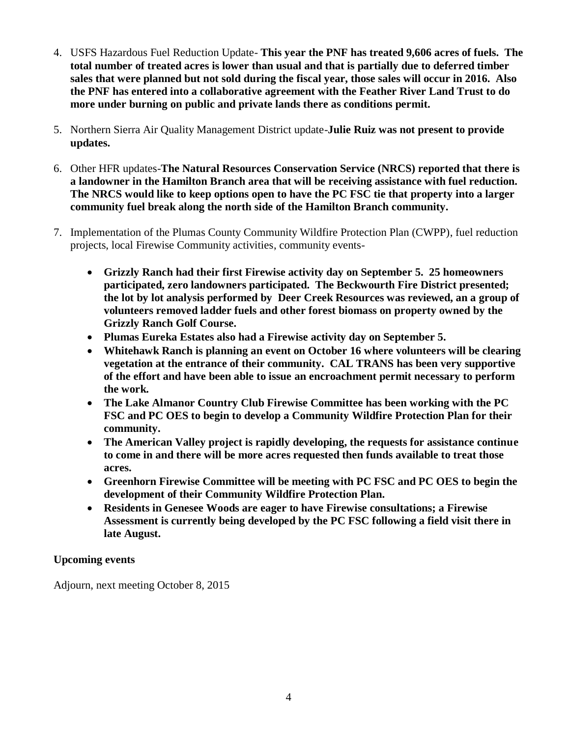4. USFS Hazardous Fuel Reduction Update- **This year the PNF has treated 9,606 acres of fuels. The total number of treated acres is lower than usual and that is partially due to deferred timber sales that were planned but not sold during the fiscal year, those sales will occur in 2016. Also the PNF has entered into a collaborative agreement with the Feather River Land Trust to do more under burning on public and private lands there as conditions permit.**

5. Northern Sierra Air Quality Management District update-**Julie Ruiz was not present to provide updates.**

6. Other HFR updates-**The Natural Resources Conservation Service (NRCS) reported that there is a landowner in the Hamilton Branch area that will be receiving assistance with fuel reduction. The NRCS would like to keep options open to have the PC FSC tie that property into a larger community fuel break along the north side of the Hamilton Branch community.**

7. Implementation of the Plumas County Community Wildfire Protection Plan (CWPP), fuel reduction projects, local Firewise Community activities, community events-

    - **Grizzly Ranch had their first Firewise activity day on September 5. 25 homeowners participated, zero landowners participated. The Beckwourth Fire District presented; the lot by lot analysis performed by Deer Creek Resources was reviewed, an a group of volunteers removed ladder fuels and other forest biomass on property owned by the Grizzly Ranch Golf Course.**
    - **Plumas Eureka Estates also had a Firewise activity day on September 5.**
    - **Whitehawk Ranch is planning an event on October 16 where volunteers will be clearing vegetation at the entrance of their community. CAL TRANS has been very supportive of the effort and have been able to issue an encroachment permit necessary to perform the work.**
    - **The Lake Almanor Country Club Firewise Committee has been working with the PC FSC and PC OES to begin to develop a Community Wildfire Protection Plan for their community.**
    - **The American Valley project is rapidly developing, the requests for assistance continue to come in and there will be more acres requested then funds available to treat those acres.**
    - **Greenhorn Firewise Committee will be meeting with PC FSC and PC OES to begin the development of their Community Wildfire Protection Plan.**
    - **Residents in Genesee Woods are eager to have Firewise consultations; a Firewise Assessment is currently being developed by the PC FSC following a field visit there in late August.**

**Upcoming events**

Adjourn, next meeting October 8, 2015